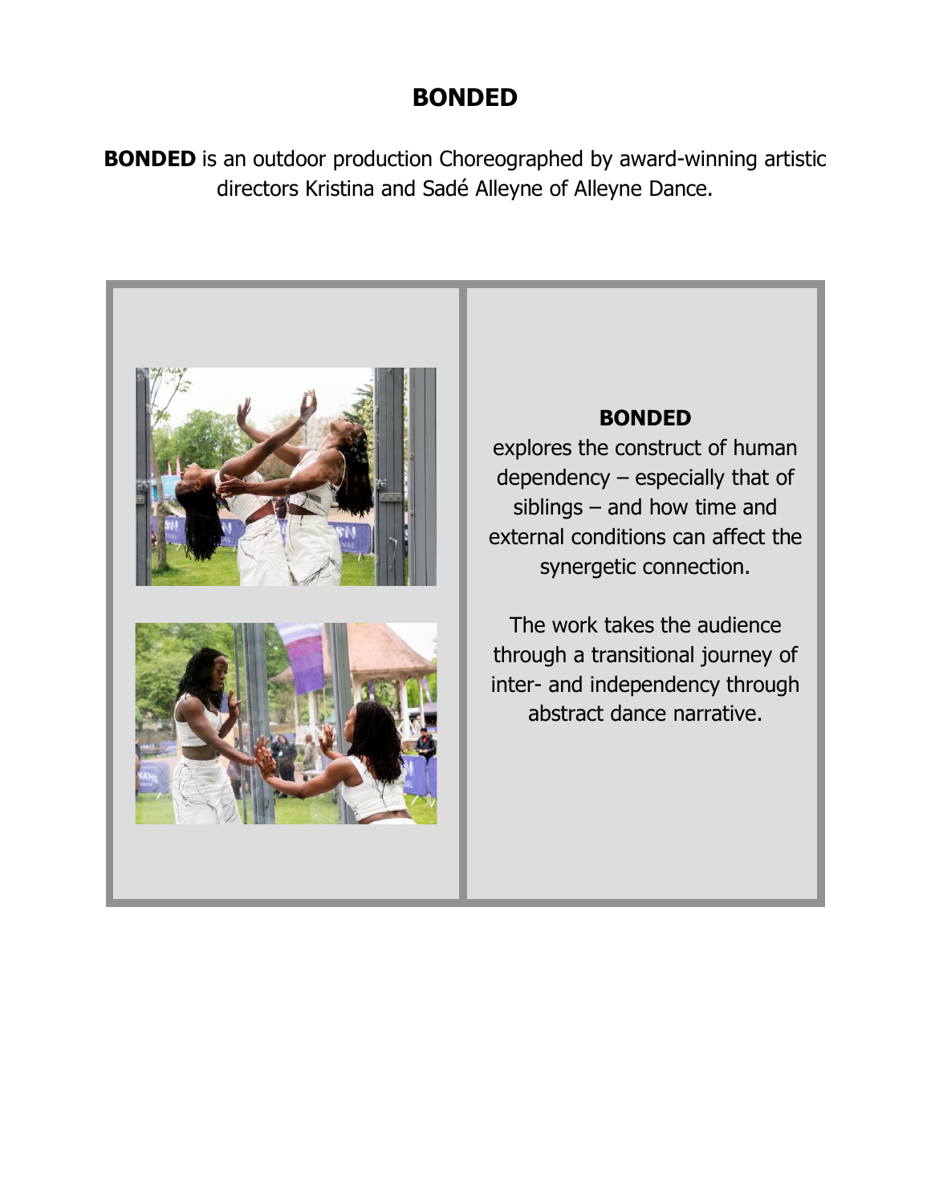# BONDED

**BONDED** is an outdoor production Choreographed by award-winning artistic directors Kristina and Sadé Alleyne of Alleyne Dance.

**BONDED**
explores the construct of human dependency – especially that of siblings – and how time and external conditions can affect the synergetic connection.

The work takes the audience through a transitional journey of inter- and independency through abstract dance narrative.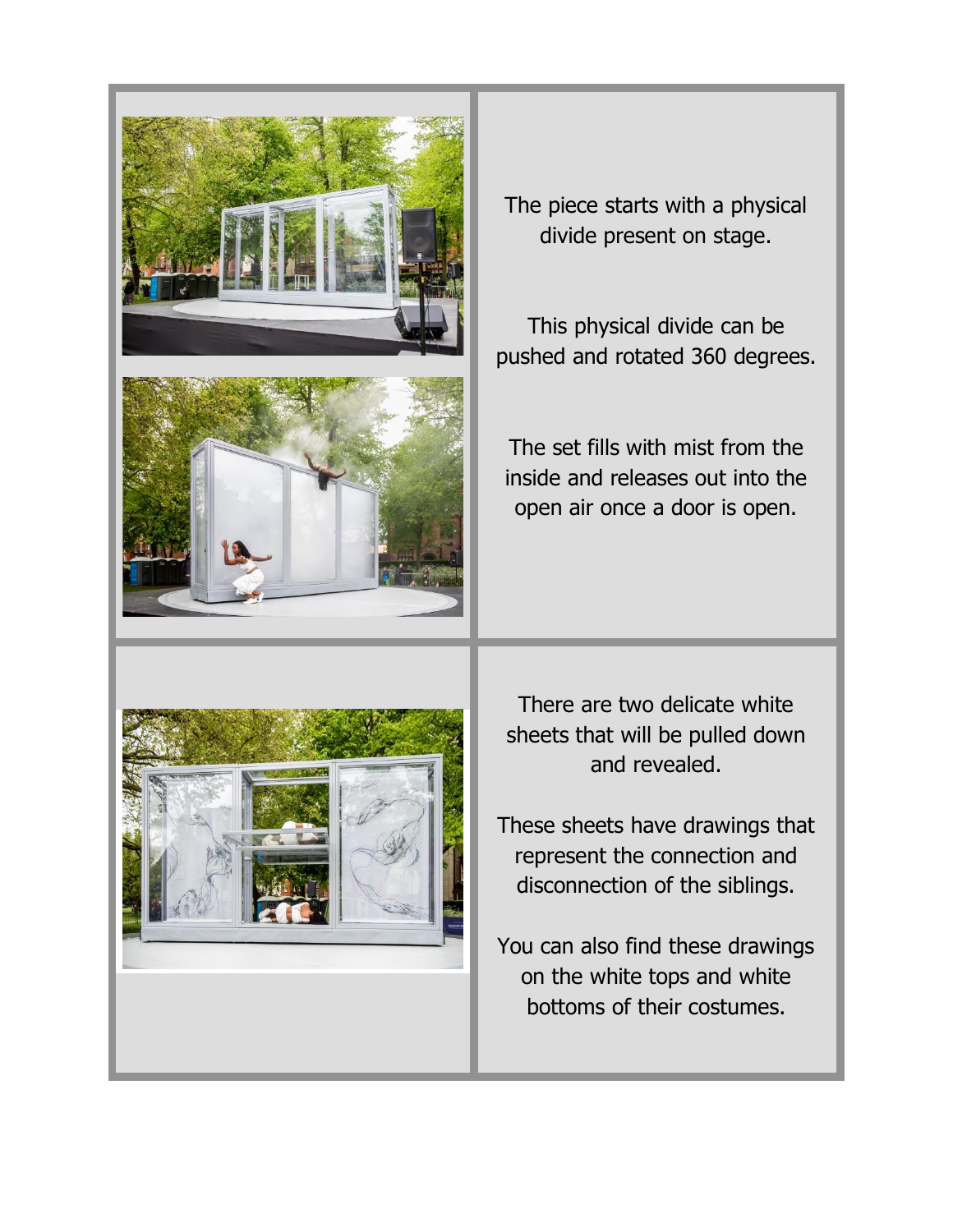The piece starts with a physical divide present on stage.

This physical divide can be pushed and rotated 360 degrees.

The set fills with mist from the inside and releases out into the open air once a door is open.

There are two delicate white sheets that will be pulled down and revealed.

These sheets have drawings that represent the connection and disconnection of the siblings.

You can also find these drawings on the white tops and white bottoms of their costumes.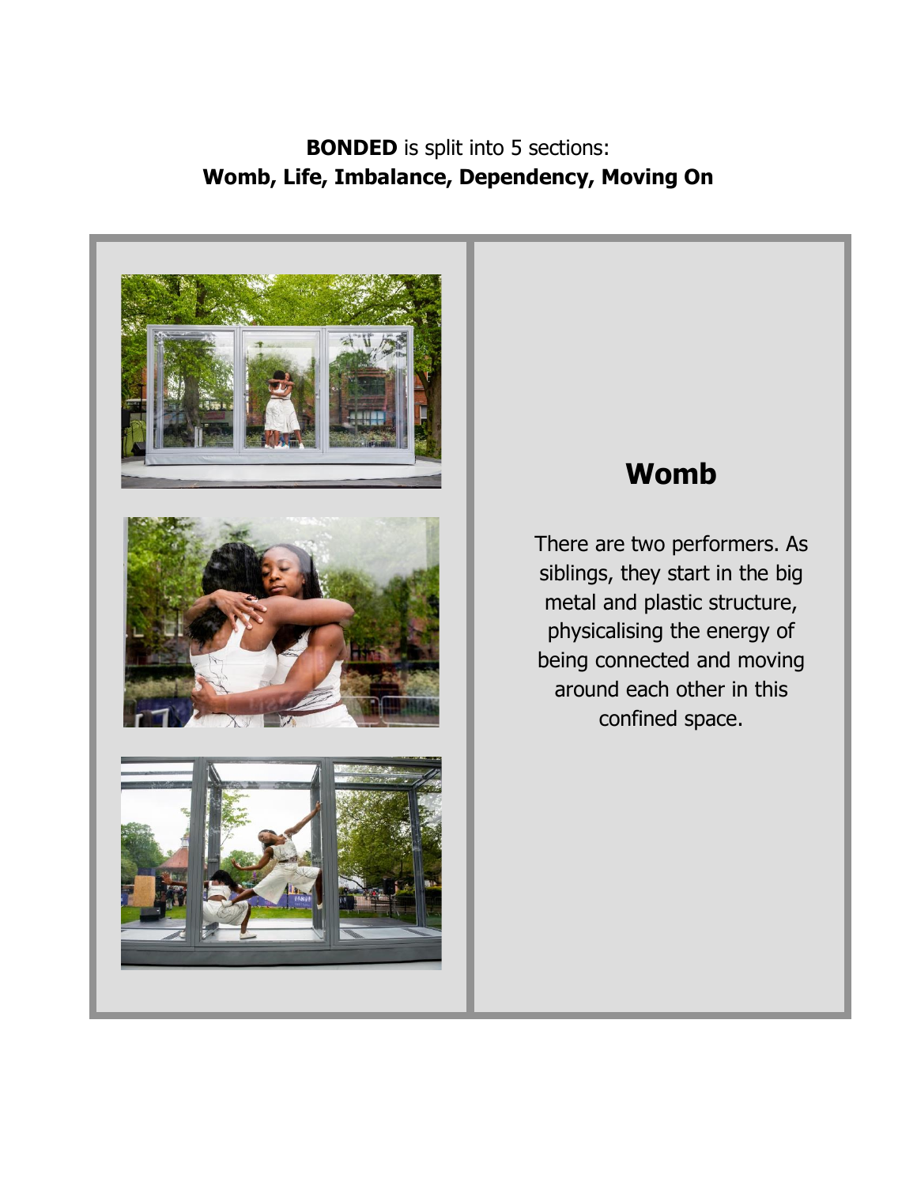**BONDED** is split into 5 sections:
**Womb, Life, Imbalance, Dependency, Moving On**

## Womb

There are two performers. As siblings, they start in the big metal and plastic structure, physicalising the energy of being connected and moving around each other in this confined space.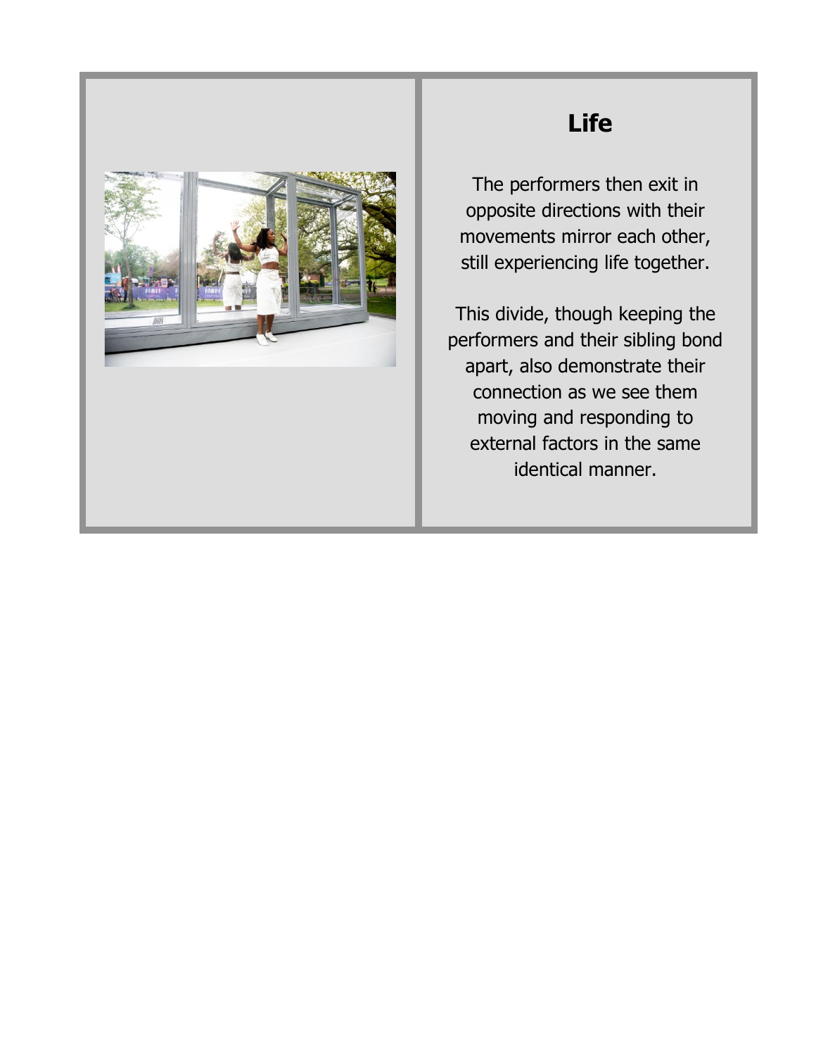## Life

The performers then exit in opposite directions with their movements mirror each other, still experiencing life together.

This divide, though keeping the performers and their sibling bond apart, also demonstrate their connection as we see them moving and responding to external factors in the same identical manner.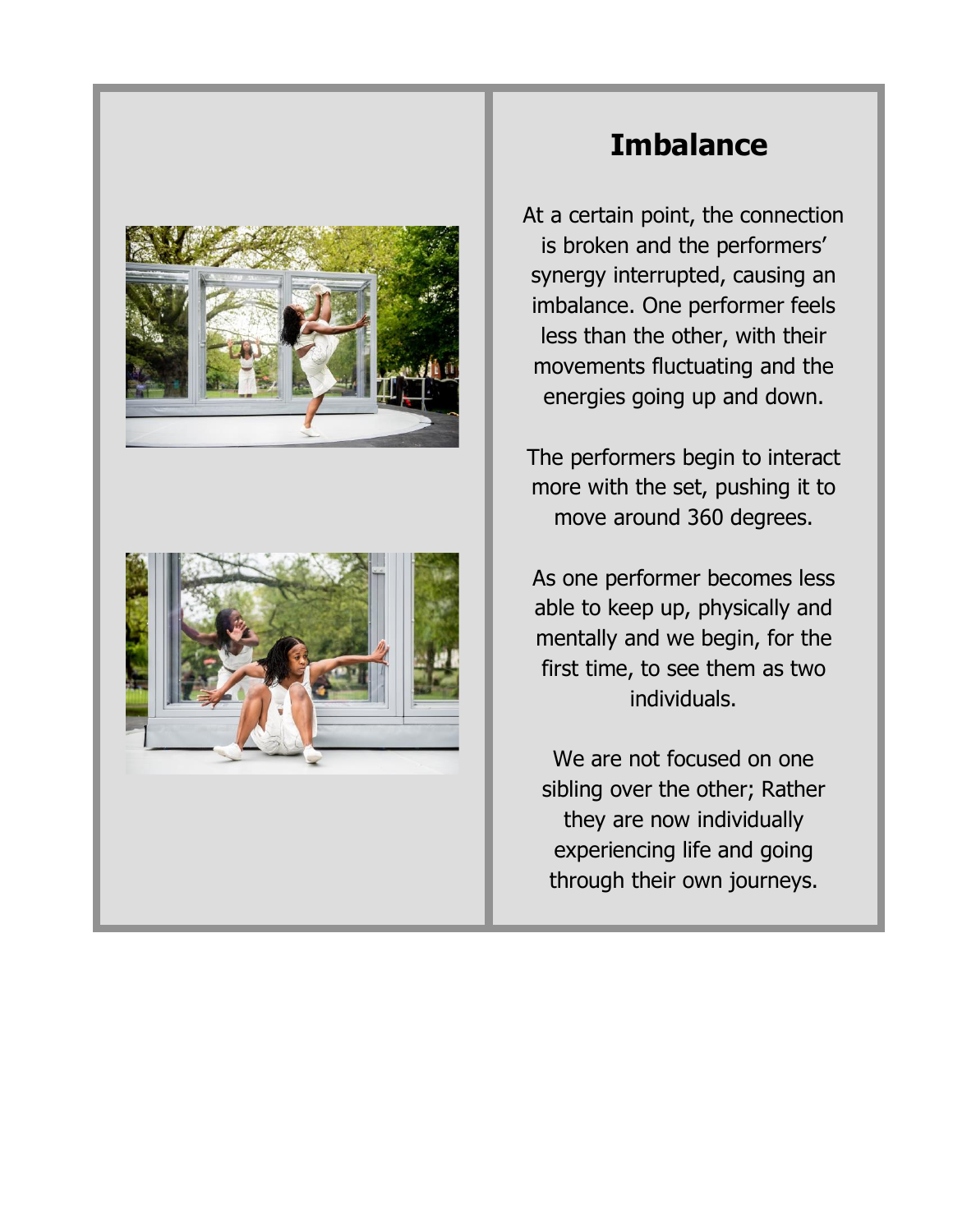## Imbalance

At a certain point, the connection is broken and the performers' synergy interrupted, causing an imbalance. One performer feels less than the other, with their movements fluctuating and the energies going up and down.

The performers begin to interact more with the set, pushing it to move around 360 degrees.

As one performer becomes less able to keep up, physically and mentally and we begin, for the first time, to see them as two individuals.

We are not focused on one sibling over the other; Rather they are now individually experiencing life and going through their own journeys.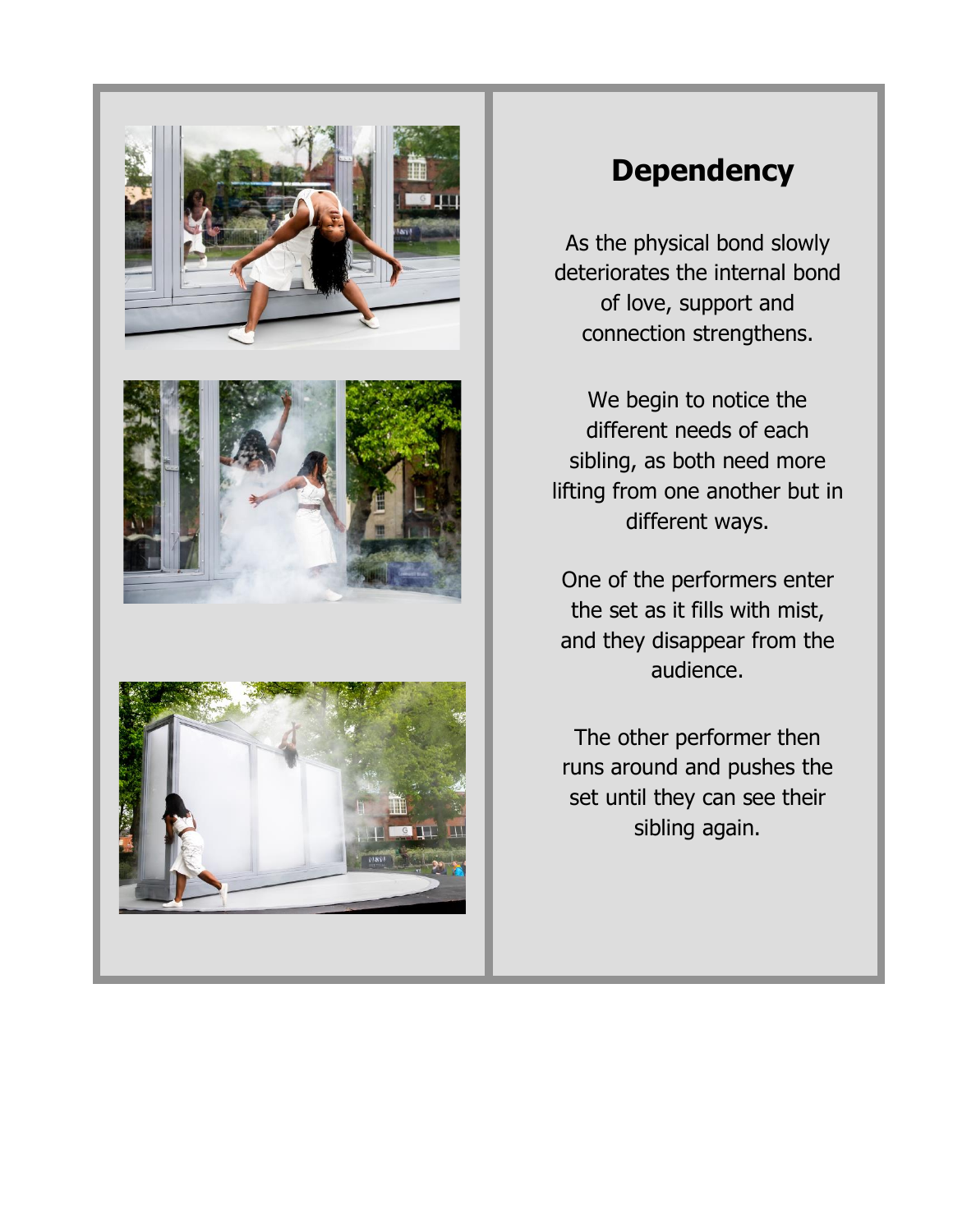## Dependency

As the physical bond slowly deteriorates the internal bond of love, support and connection strengthens.

We begin to notice the different needs of each sibling, as both need more lifting from one another but in different ways.

One of the performers enter the set as it fills with mist, and they disappear from the audience.

The other performer then runs around and pushes the set until they can see their sibling again.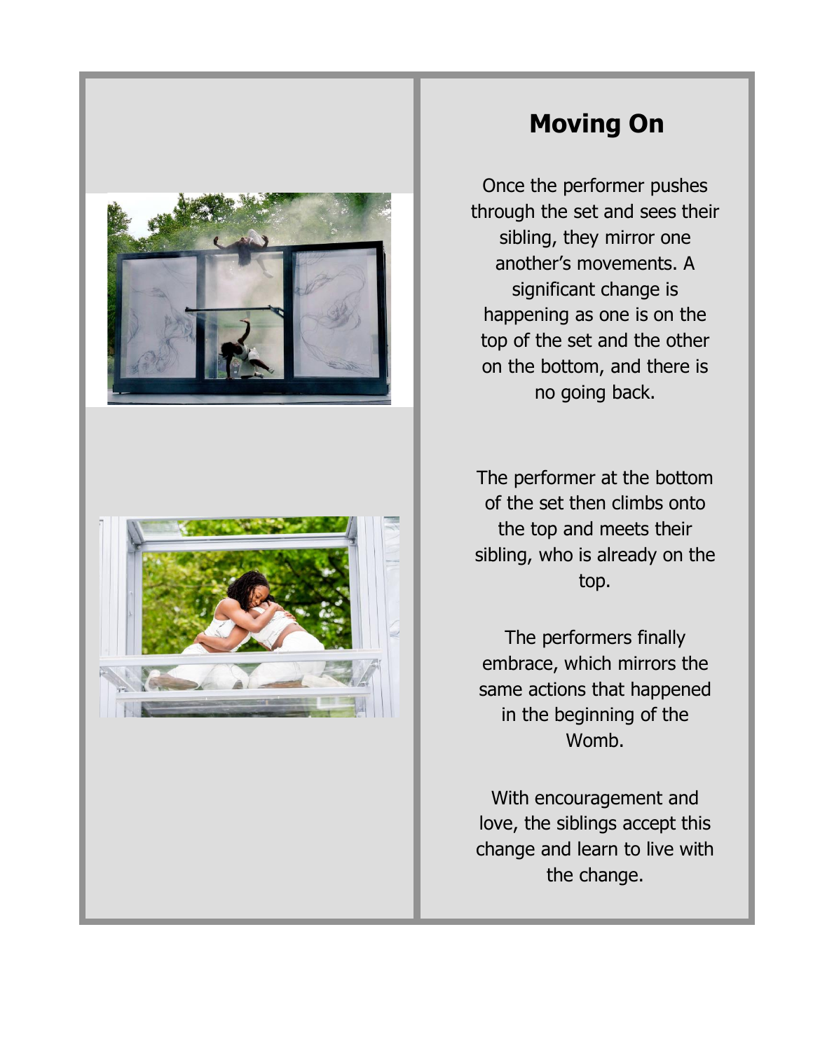## Moving On

Once the performer pushes through the set and sees their sibling, they mirror one another's movements. A significant change is happening as one is on the top of the set and the other on the bottom, and there is no going back.

The performer at the bottom of the set then climbs onto the top and meets their sibling, who is already on the top.

The performers finally embrace, which mirrors the same actions that happened in the beginning of the Womb.

With encouragement and love, the siblings accept this change and learn to live with the change.